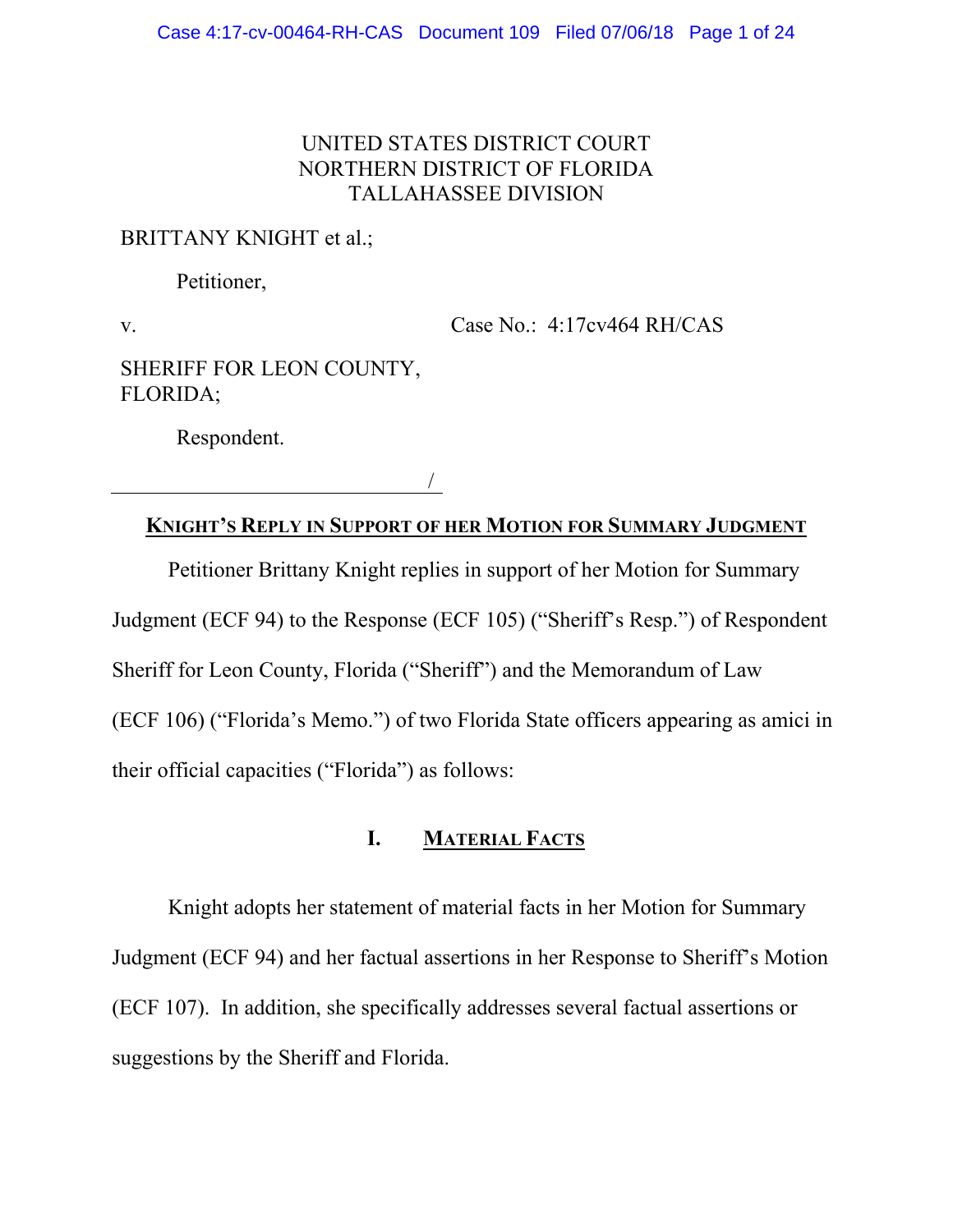UNITED STATES DISTRICT COURT
NORTHERN DISTRICT OF FLORIDA
TALLAHASSEE DIVISION

BRITTANY KNIGHT et al.;

Petitioner,

v. Case No.: 4:17cv464 RH/CAS

SHERIFF FOR LEON COUNTY, FLORIDA;

Respondent.

_______________________________/

## KNIGHT'S REPLY IN SUPPORT OF HER MOTION FOR SUMMARY JUDGMENT

Petitioner Brittany Knight replies in support of her Motion for Summary Judgment (ECF 94) to the Response (ECF 105) ("Sheriff's Resp.") of Respondent Sheriff for Leon County, Florida ("Sheriff") and the Memorandum of Law (ECF 106) ("Florida's Memo.") of two Florida State officers appearing as amici in their official capacities ("Florida") as follows:

### I. MATERIAL FACTS

Knight adopts her statement of material facts in her Motion for Summary Judgment (ECF 94) and her factual assertions in her Response to Sheriff's Motion (ECF 107). In addition, she specifically addresses several factual assertions or suggestions by the Sheriff and Florida.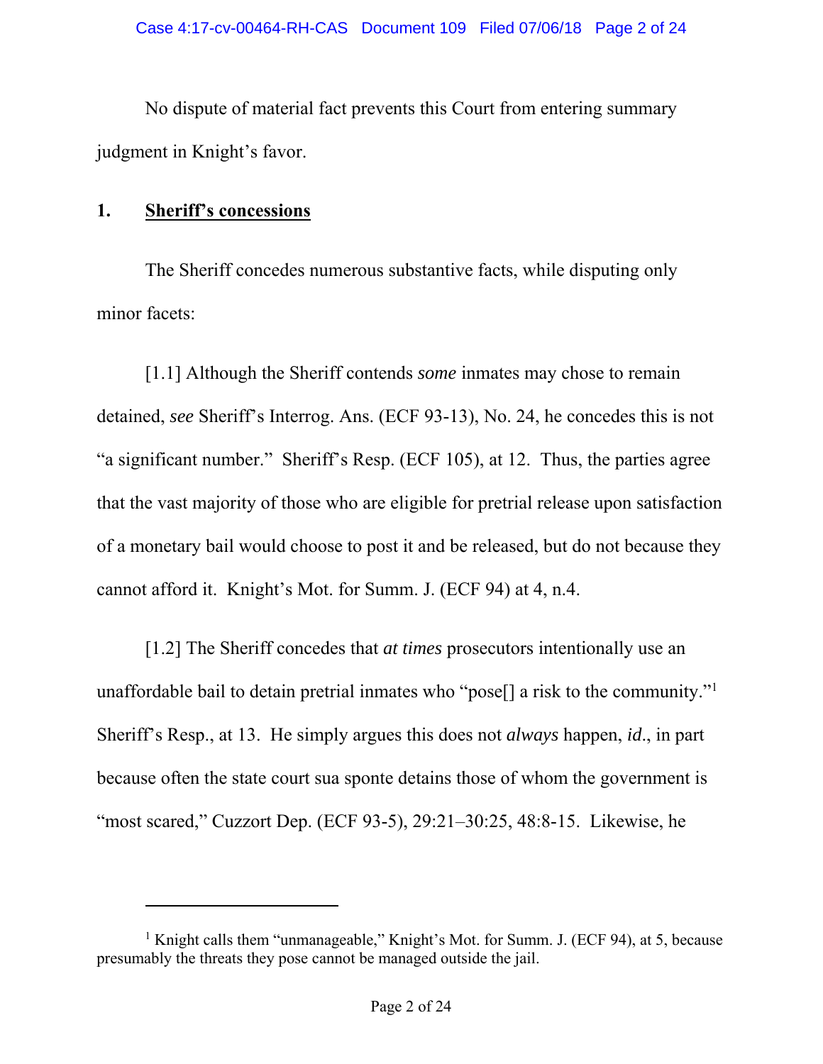No dispute of material fact prevents this Court from entering summary judgment in Knight's favor.

## 1. **Sheriff's concessions**

The Sheriff concedes numerous substantive facts, while disputing only minor facets:

[1.1] Although the Sheriff contends *some* inmates may chose to remain detained, *see* Sheriff's Interrog. Ans. (ECF 93-13), No. 24, he concedes this is not "a significant number." Sheriff's Resp. (ECF 105), at 12. Thus, the parties agree that the vast majority of those who are eligible for pretrial release upon satisfaction of a monetary bail would choose to post it and be released, but do not because they cannot afford it. Knight's Mot. for Summ. J. (ECF 94) at 4, n.4.

[1.2] The Sheriff concedes that *at times* prosecutors intentionally use an unaffordable bail to detain pretrial inmates who "pose[] a risk to the community."[1] Sheriff's Resp., at 13. He simply argues this does not *always* happen, *id*., in part because often the state court sua sponte detains those of whom the government is "most scared," Cuzzort Dep. (ECF 93-5), 29:21–30:25, 48:8-15. Likewise, he

---

[1] Knight calls them "unmanageable," Knight's Mot. for Summ. J. (ECF 94), at 5, because presumably the threats they pose cannot be managed outside the jail.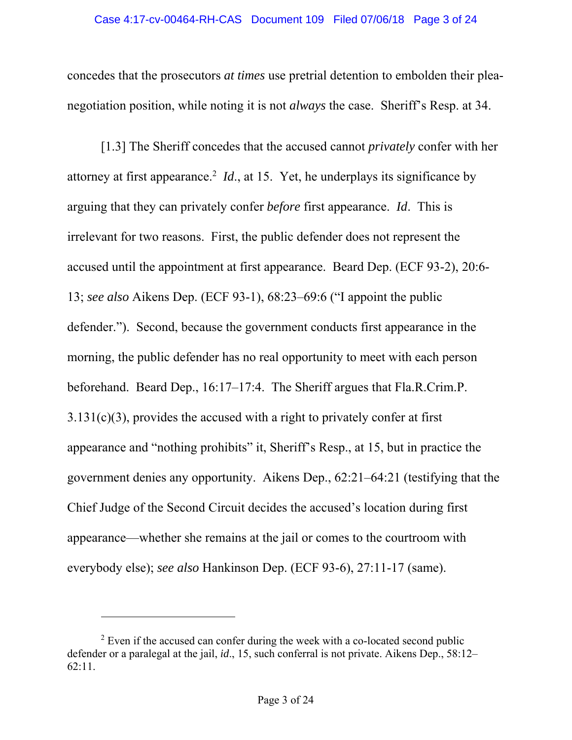concedes that the prosecutors *at times* use pretrial detention to embolden their plea-negotiation position, while noting it is not *always* the case. Sheriff's Resp. at 34.

[1.3] The Sheriff concedes that the accused cannot *privately* confer with her attorney at first appearance.[2] *Id*., at 15. Yet, he underplays its significance by arguing that they can privately confer *before* first appearance. *Id*. This is irrelevant for two reasons. First, the public defender does not represent the accused until the appointment at first appearance. Beard Dep. (ECF 93-2), 20:6-13; *see also* Aikens Dep. (ECF 93-1), 68:23–69:6 ("I appoint the public defender."). Second, because the government conducts first appearance in the morning, the public defender has no real opportunity to meet with each person beforehand. Beard Dep., 16:17–17:4. The Sheriff argues that Fla.R.Crim.P. 3.131(c)(3), provides the accused with a right to privately confer at first appearance and "nothing prohibits" it, Sheriff's Resp., at 15, but in practice the government denies any opportunity. Aikens Dep., 62:21–64:21 (testifying that the Chief Judge of the Second Circuit decides the accused's location during first appearance—whether she remains at the jail or comes to the courtroom with everybody else); *see also* Hankinson Dep. (ECF 93-6), 27:11-17 (same).

---

[2] Even if the accused can confer during the week with a co-located second public defender or a paralegal at the jail, *id*., 15, such conferral is not private. Aikens Dep., 58:12–62:11.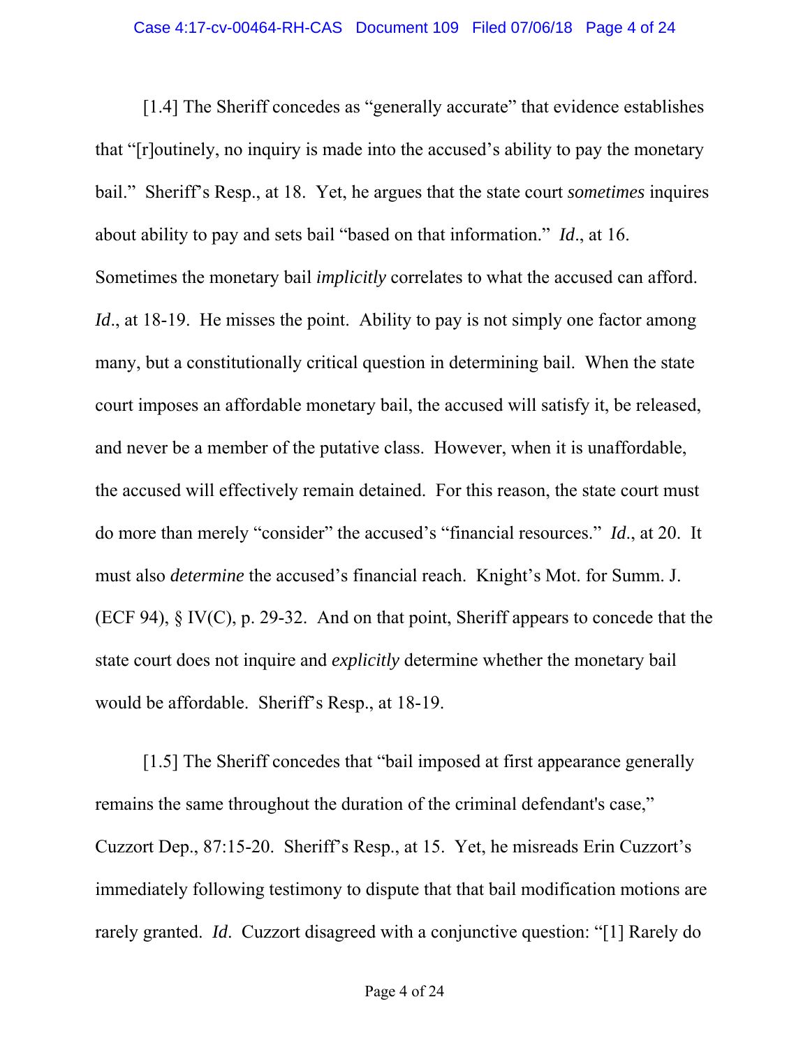[1.4] The Sheriff concedes as "generally accurate" that evidence establishes that "[r]outinely, no inquiry is made into the accused's ability to pay the monetary bail." Sheriff's Resp., at 18. Yet, he argues that the state court *sometimes* inquires about ability to pay and sets bail "based on that information." *Id*., at 16. Sometimes the monetary bail *implicitly* correlates to what the accused can afford. *Id*., at 18-19. He misses the point. Ability to pay is not simply one factor among many, but a constitutionally critical question in determining bail. When the state court imposes an affordable monetary bail, the accused will satisfy it, be released, and never be a member of the putative class. However, when it is unaffordable, the accused will effectively remain detained. For this reason, the state court must do more than merely "consider" the accused's "financial resources." *Id*., at 20. It must also *determine* the accused's financial reach. Knight's Mot. for Summ. J. (ECF 94), § IV(C), p. 29-32. And on that point, Sheriff appears to concede that the state court does not inquire and *explicitly* determine whether the monetary bail would be affordable. Sheriff's Resp., at 18-19.

[1.5] The Sheriff concedes that "bail imposed at first appearance generally remains the same throughout the duration of the criminal defendant's case," Cuzzort Dep., 87:15-20. Sheriff's Resp., at 15. Yet, he misreads Erin Cuzzort's immediately following testimony to dispute that that bail modification motions are rarely granted. *Id*. Cuzzort disagreed with a conjunctive question: "[1] Rarely do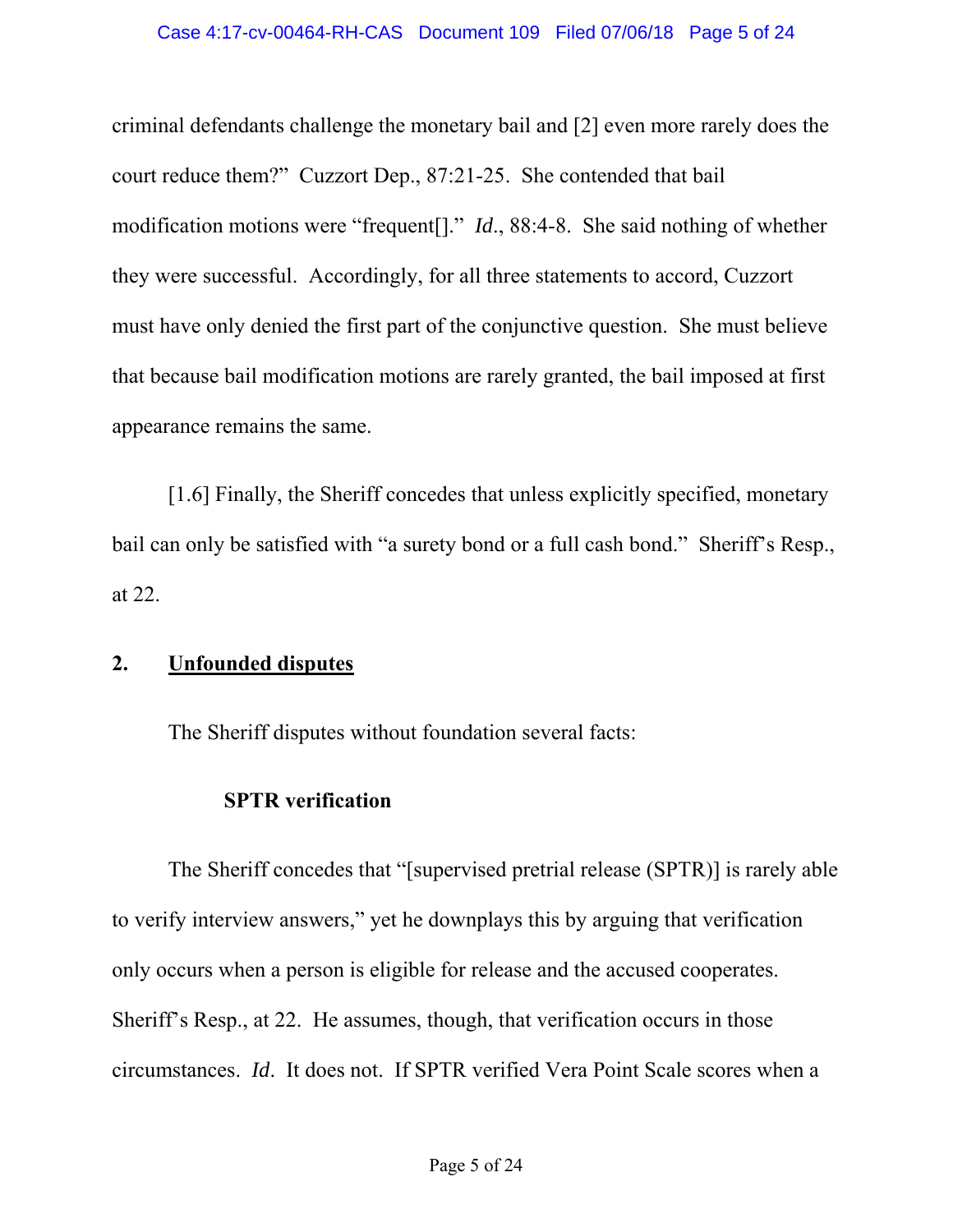criminal defendants challenge the monetary bail and [2] even more rarely does the court reduce them?" Cuzzort Dep., 87:21-25. She contended that bail modification motions were "frequent[]." *Id*., 88:4-8. She said nothing of whether they were successful. Accordingly, for all three statements to accord, Cuzzort must have only denied the first part of the conjunctive question. She must believe that because bail modification motions are rarely granted, the bail imposed at first appearance remains the same.

[1.6] Finally, the Sheriff concedes that unless explicitly specified, monetary bail can only be satisfied with "a surety bond or a full cash bond." Sheriff's Resp., at 22.

## 2. <u>Unfounded disputes</u>

The Sheriff disputes without foundation several facts:

### SPTR verification

The Sheriff concedes that "[supervised pretrial release (SPTR)] is rarely able to verify interview answers," yet he downplays this by arguing that verification only occurs when a person is eligible for release and the accused cooperates. Sheriff's Resp., at 22. He assumes, though, that verification occurs in those circumstances. *Id*. It does not. If SPTR verified Vera Point Scale scores when a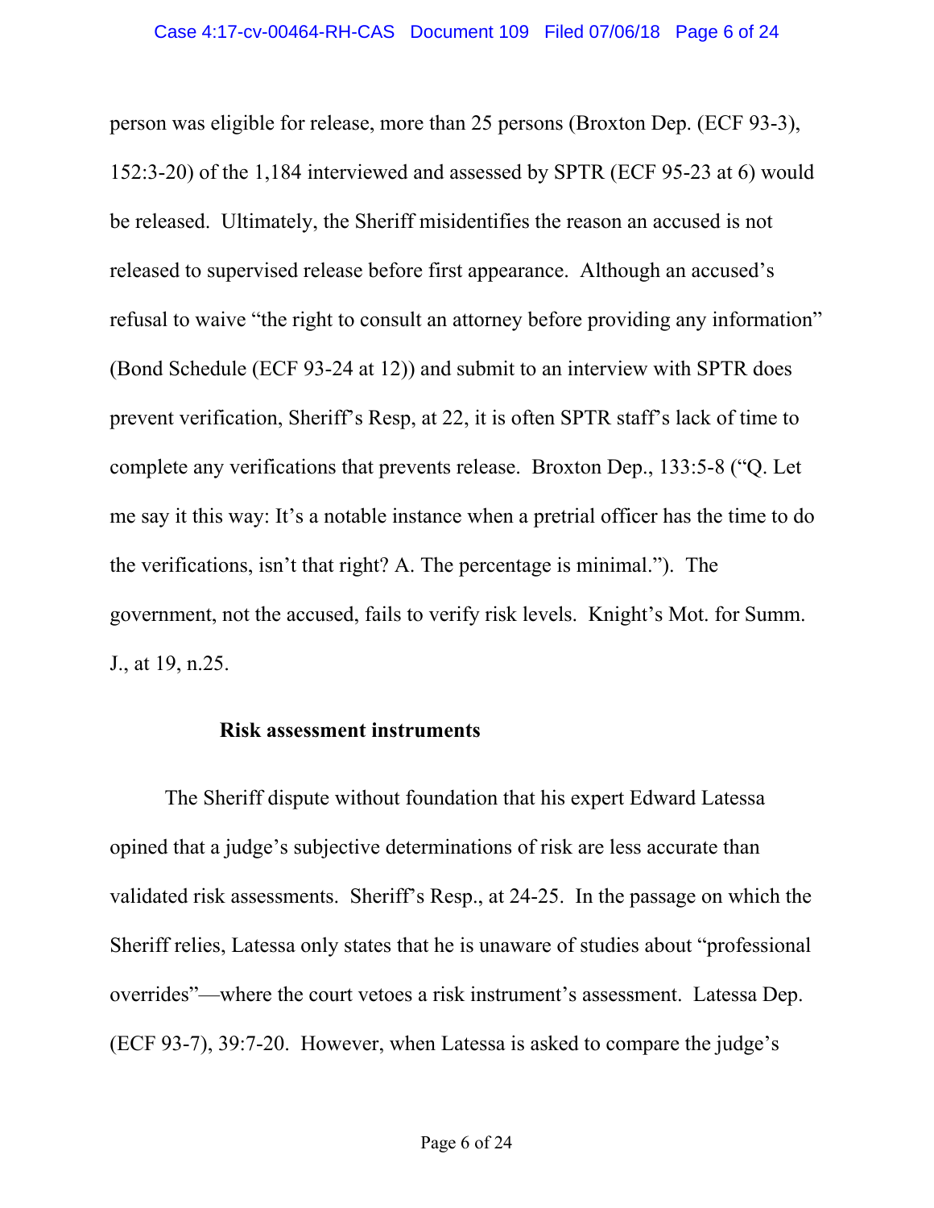person was eligible for release, more than 25 persons (Broxton Dep. (ECF 93-3), 152:3-20) of the 1,184 interviewed and assessed by SPTR (ECF 95-23 at 6) would be released. Ultimately, the Sheriff misidentifies the reason an accused is not released to supervised release before first appearance. Although an accused's refusal to waive "the right to consult an attorney before providing any information" (Bond Schedule (ECF 93-24 at 12)) and submit to an interview with SPTR does prevent verification, Sheriff's Resp, at 22, it is often SPTR staff's lack of time to complete any verifications that prevents release. Broxton Dep., 133:5-8 ("Q. Let me say it this way: It's a notable instance when a pretrial officer has the time to do the verifications, isn't that right? A. The percentage is minimal."). The government, not the accused, fails to verify risk levels. Knight's Mot. for Summ. J., at 19, n.25.

**Risk assessment instruments**

The Sheriff dispute without foundation that his expert Edward Latessa opined that a judge's subjective determinations of risk are less accurate than validated risk assessments. Sheriff's Resp., at 24-25. In the passage on which the Sheriff relies, Latessa only states that he is unaware of studies about "professional overrides"—where the court vetoes a risk instrument's assessment. Latessa Dep. (ECF 93-7), 39:7-20. However, when Latessa is asked to compare the judge's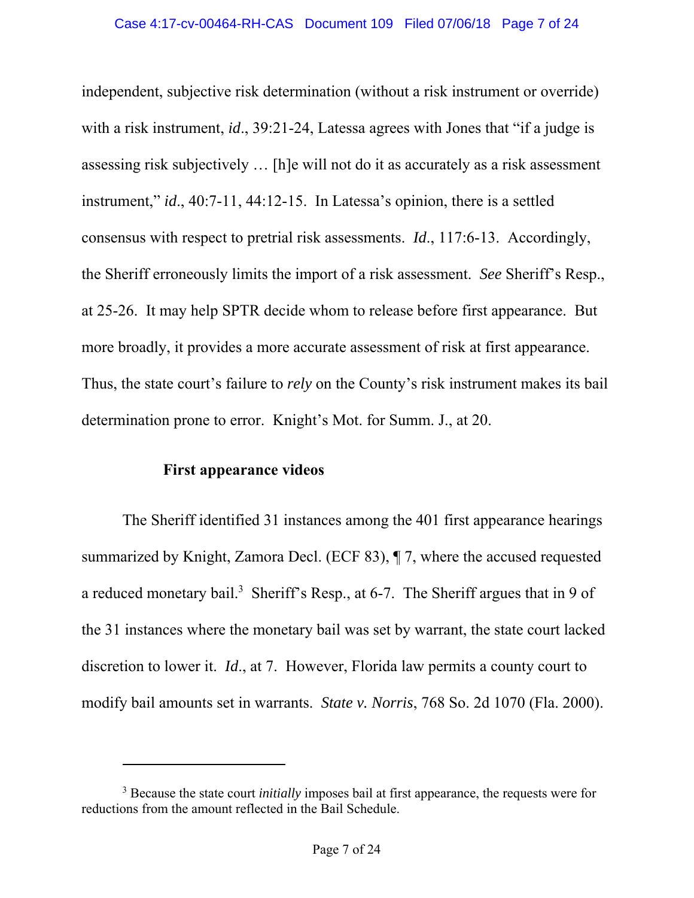independent, subjective risk determination (without a risk instrument or override) with a risk instrument, *id*., 39:21-24, Latessa agrees with Jones that "if a judge is assessing risk subjectively … [h]e will not do it as accurately as a risk assessment instrument," *id*., 40:7-11, 44:12-15. In Latessa's opinion, there is a settled consensus with respect to pretrial risk assessments. *Id*., 117:6-13. Accordingly, the Sheriff erroneously limits the import of a risk assessment. *See* Sheriff's Resp., at 25-26. It may help SPTR decide whom to release before first appearance. But more broadly, it provides a more accurate assessment of risk at first appearance. Thus, the state court's failure to *rely* on the County's risk instrument makes its bail determination prone to error. Knight's Mot. for Summ. J., at 20.

**First appearance videos**

The Sheriff identified 31 instances among the 401 first appearance hearings summarized by Knight, Zamora Decl. (ECF 83), ¶ 7, where the accused requested a reduced monetary bail.[3] Sheriff's Resp., at 6-7. The Sheriff argues that in 9 of the 31 instances where the monetary bail was set by warrant, the state court lacked discretion to lower it. *Id*., at 7. However, Florida law permits a county court to modify bail amounts set in warrants. *State v. Norris*, 768 So. 2d 1070 (Fla. 2000).

---

[3] Because the state court *initially* imposes bail at first appearance, the requests were for reductions from the amount reflected in the Bail Schedule.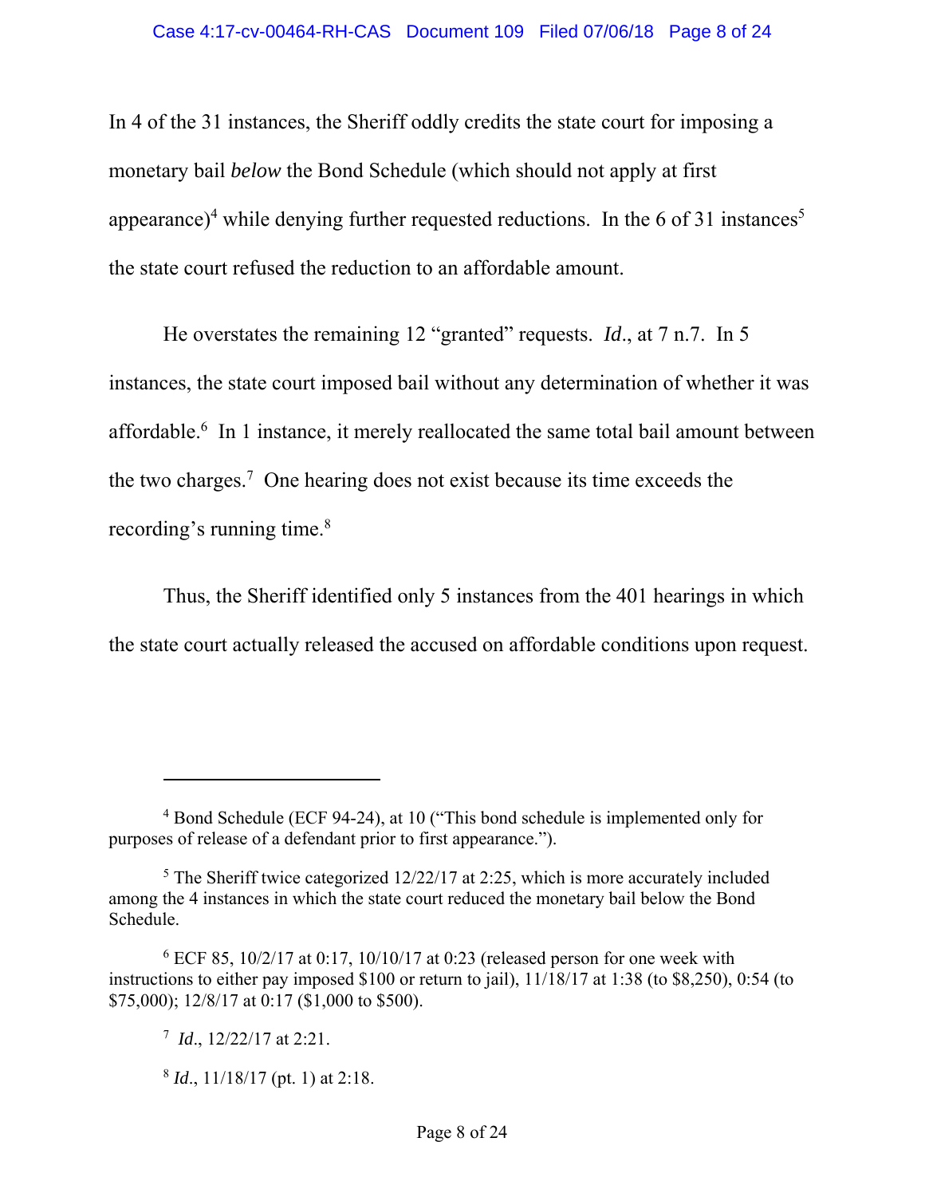In 4 of the 31 instances, the Sheriff oddly credits the state court for imposing a monetary bail *below* the Bond Schedule (which should not apply at first appearance)[4] while denying further requested reductions. In the 6 of 31 instances[5] the state court refused the reduction to an affordable amount.

He overstates the remaining 12 "granted" requests. *Id*., at 7 n.7. In 5 instances, the state court imposed bail without any determination of whether it was affordable.[6] In 1 instance, it merely reallocated the same total bail amount between the two charges.[7] One hearing does not exist because its time exceeds the recording's running time.[8]

Thus, the Sheriff identified only 5 instances from the 401 hearings in which the state court actually released the accused on affordable conditions upon request.

---

[4] Bond Schedule (ECF 94-24), at 10 ("This bond schedule is implemented only for purposes of release of a defendant prior to first appearance.").

[5] The Sheriff twice categorized 12/22/17 at 2:25, which is more accurately included among the 4 instances in which the state court reduced the monetary bail below the Bond Schedule.

[6] ECF 85, 10/2/17 at 0:17, 10/10/17 at 0:23 (released person for one week with instructions to either pay imposed $100 or return to jail), 11/18/17 at 1:38 (to $8,250), 0:54 (to $75,000); 12/8/17 at 0:17 ($1,000 to $500).

[7] *Id*., 12/22/17 at 2:21.

[8] *Id*., 11/18/17 (pt. 1) at 2:18.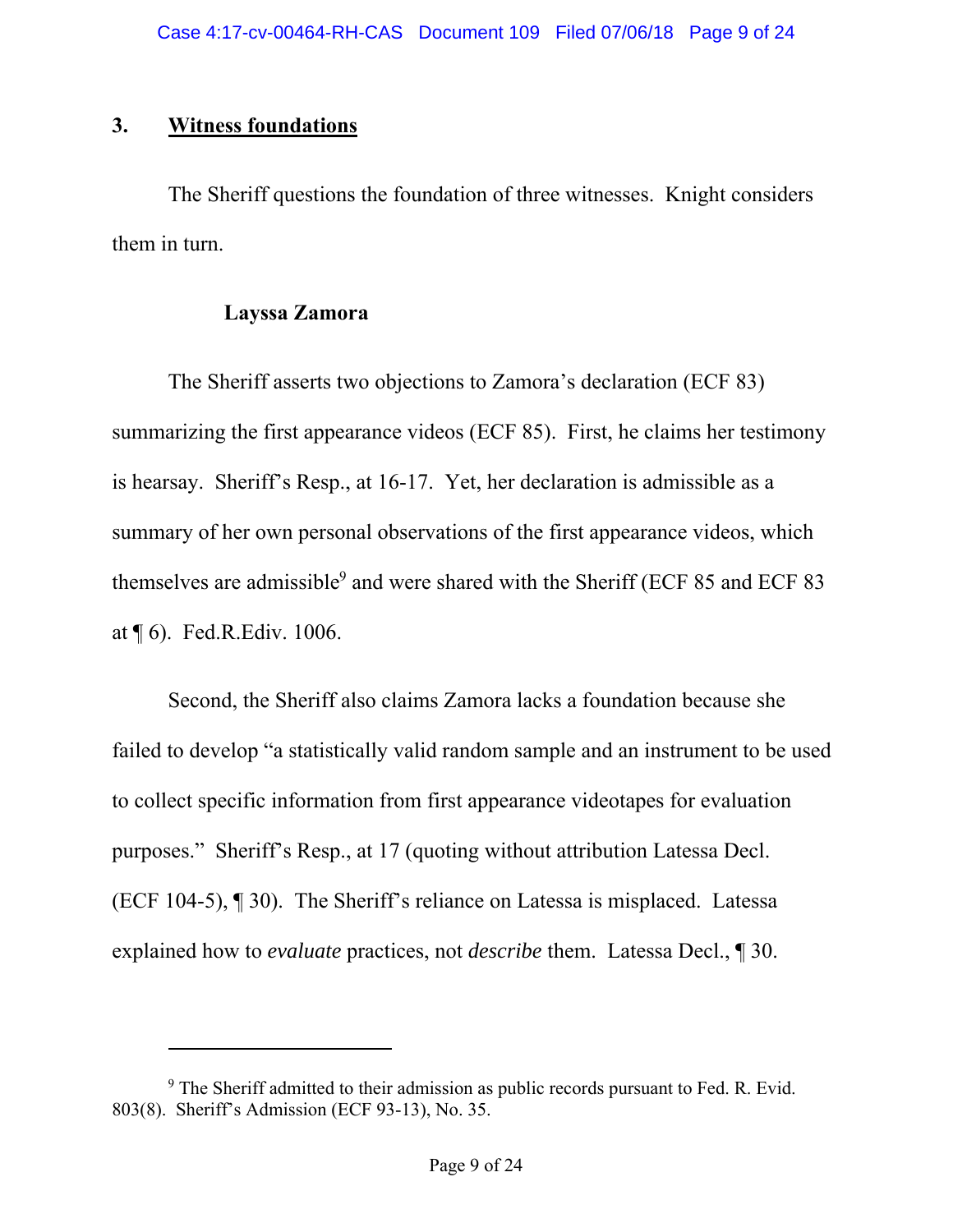## 3. Witness foundations

The Sheriff questions the foundation of three witnesses. Knight considers them in turn.

**Layssa Zamora**

The Sheriff asserts two objections to Zamora's declaration (ECF 83) summarizing the first appearance videos (ECF 85). First, he claims her testimony is hearsay. Sheriff's Resp., at 16-17. Yet, her declaration is admissible as a summary of her own personal observations of the first appearance videos, which themselves are admissible[9] and were shared with the Sheriff (ECF 85 and ECF 83 at ¶ 6). Fed.R.Ediv. 1006.

Second, the Sheriff also claims Zamora lacks a foundation because she failed to develop "a statistically valid random sample and an instrument to be used to collect specific information from first appearance videotapes for evaluation purposes." Sheriff's Resp., at 17 (quoting without attribution Latessa Decl. (ECF 104-5), ¶ 30). The Sheriff's reliance on Latessa is misplaced. Latessa explained how to *evaluate* practices, not *describe* them. Latessa Decl., ¶ 30.

---

[9] The Sheriff admitted to their admission as public records pursuant to Fed. R. Evid. 803(8). Sheriff's Admission (ECF 93-13), No. 35.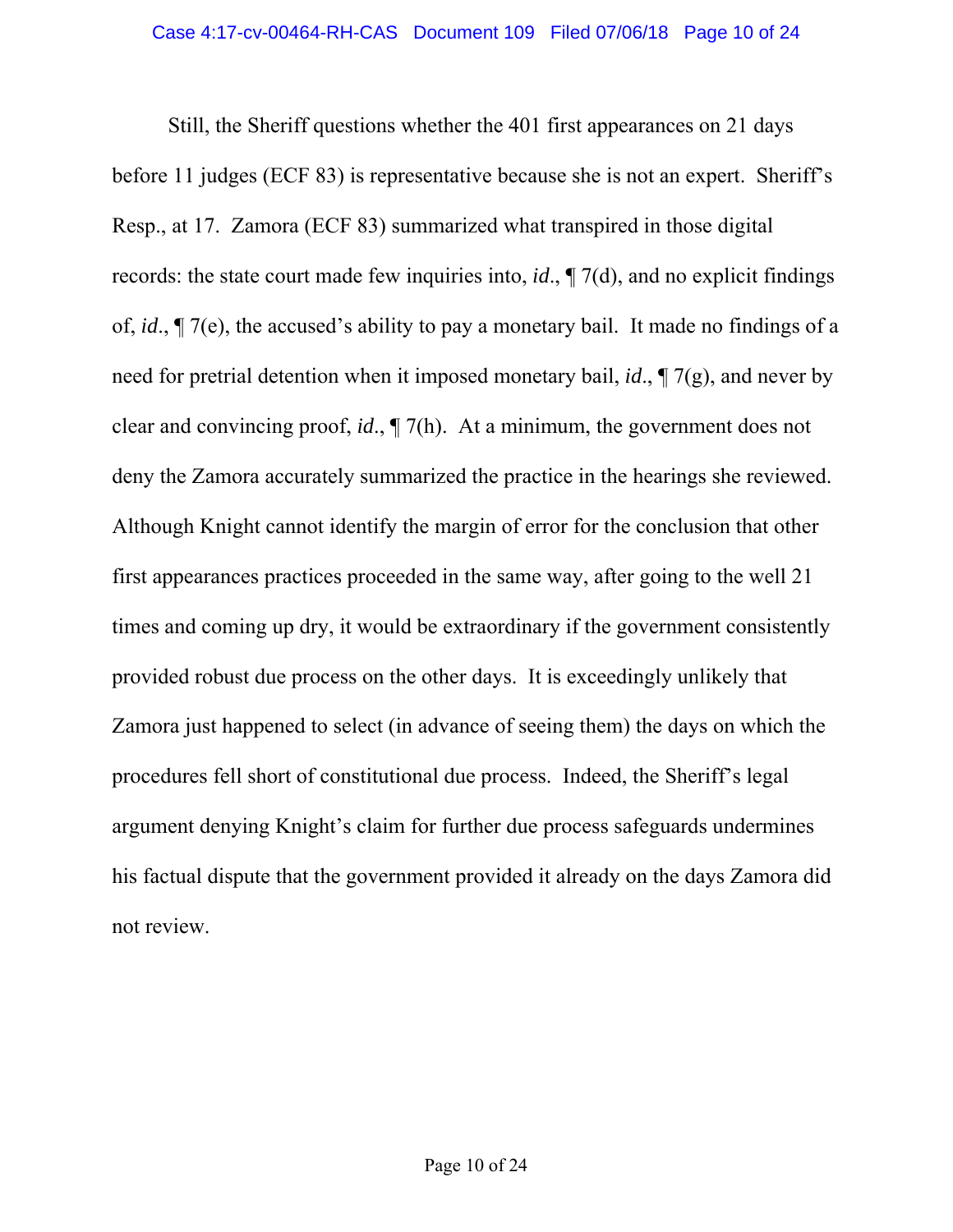Still, the Sheriff questions whether the 401 first appearances on 21 days before 11 judges (ECF 83) is representative because she is not an expert. Sheriff's Resp., at 17. Zamora (ECF 83) summarized what transpired in those digital records: the state court made few inquiries into, *id*., ¶ 7(d), and no explicit findings of, *id*., ¶ 7(e), the accused's ability to pay a monetary bail. It made no findings of a need for pretrial detention when it imposed monetary bail, *id*., ¶ 7(g), and never by clear and convincing proof, *id*., ¶ 7(h). At a minimum, the government does not deny the Zamora accurately summarized the practice in the hearings she reviewed. Although Knight cannot identify the margin of error for the conclusion that other first appearances practices proceeded in the same way, after going to the well 21 times and coming up dry, it would be extraordinary if the government consistently provided robust due process on the other days. It is exceedingly unlikely that Zamora just happened to select (in advance of seeing them) the days on which the procedures fell short of constitutional due process. Indeed, the Sheriff's legal argument denying Knight's claim for further due process safeguards undermines his factual dispute that the government provided it already on the days Zamora did not review.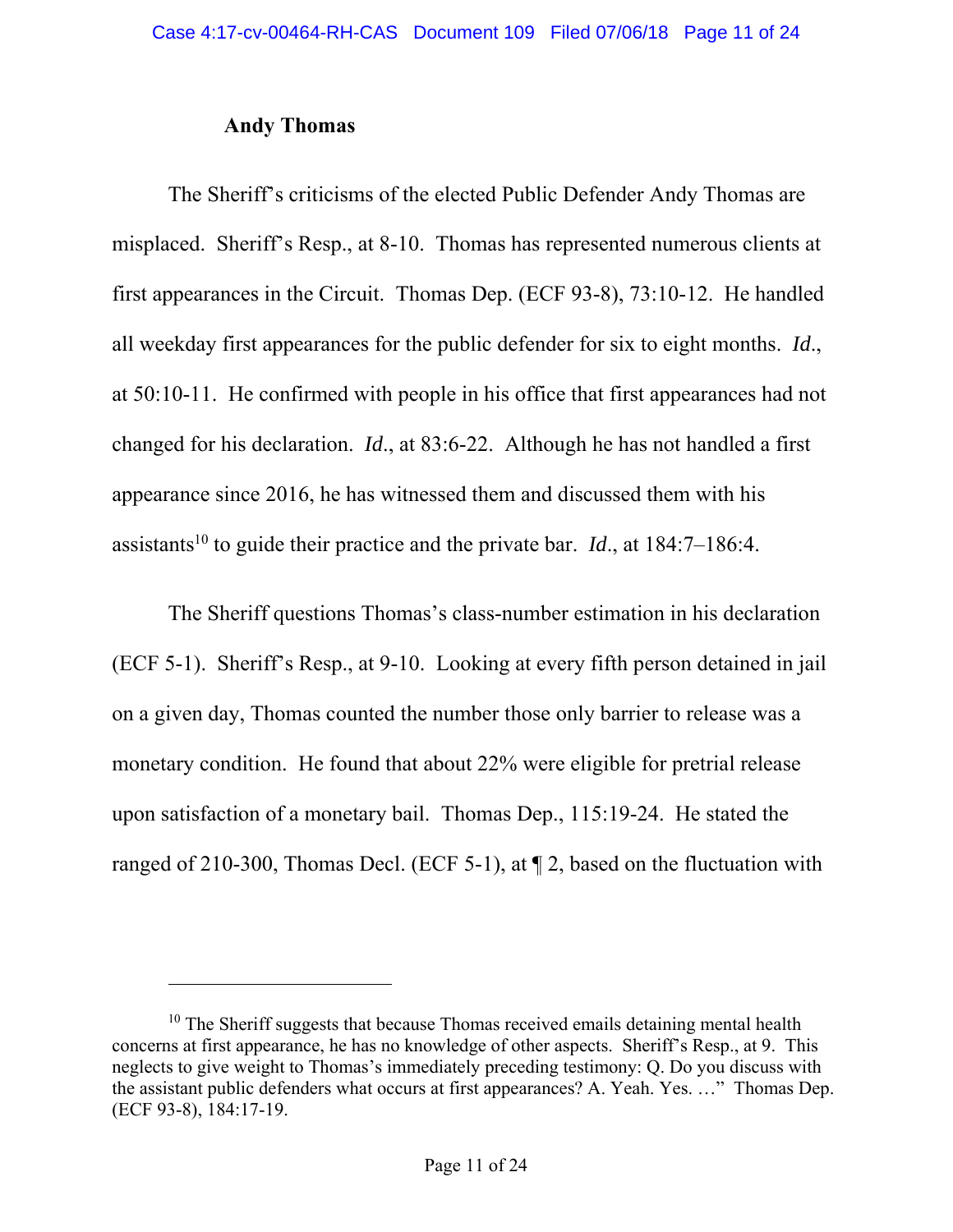**Andy Thomas**

The Sheriff's criticisms of the elected Public Defender Andy Thomas are misplaced. Sheriff's Resp., at 8-10. Thomas has represented numerous clients at first appearances in the Circuit. Thomas Dep. (ECF 93-8), 73:10-12. He handled all weekday first appearances for the public defender for six to eight months. *Id*., at 50:10-11. He confirmed with people in his office that first appearances had not changed for his declaration. *Id*., at 83:6-22. Although he has not handled a first appearance since 2016, he has witnessed them and discussed them with his assistants[10] to guide their practice and the private bar. *Id*., at 184:7–186:4.

The Sheriff questions Thomas's class-number estimation in his declaration (ECF 5-1). Sheriff's Resp., at 9-10. Looking at every fifth person detained in jail on a given day, Thomas counted the number those only barrier to release was a monetary condition. He found that about 22% were eligible for pretrial release upon satisfaction of a monetary bail. Thomas Dep., 115:19-24. He stated the ranged of 210-300, Thomas Decl. (ECF 5-1), at ¶ 2, based on the fluctuation with

---

[10] The Sheriff suggests that because Thomas received emails detaining mental health concerns at first appearance, he has no knowledge of other aspects. Sheriff's Resp., at 9. This neglects to give weight to Thomas's immediately preceding testimony: Q. Do you discuss with the assistant public defenders what occurs at first appearances? A. Yeah. Yes. …" Thomas Dep. (ECF 93-8), 184:17-19.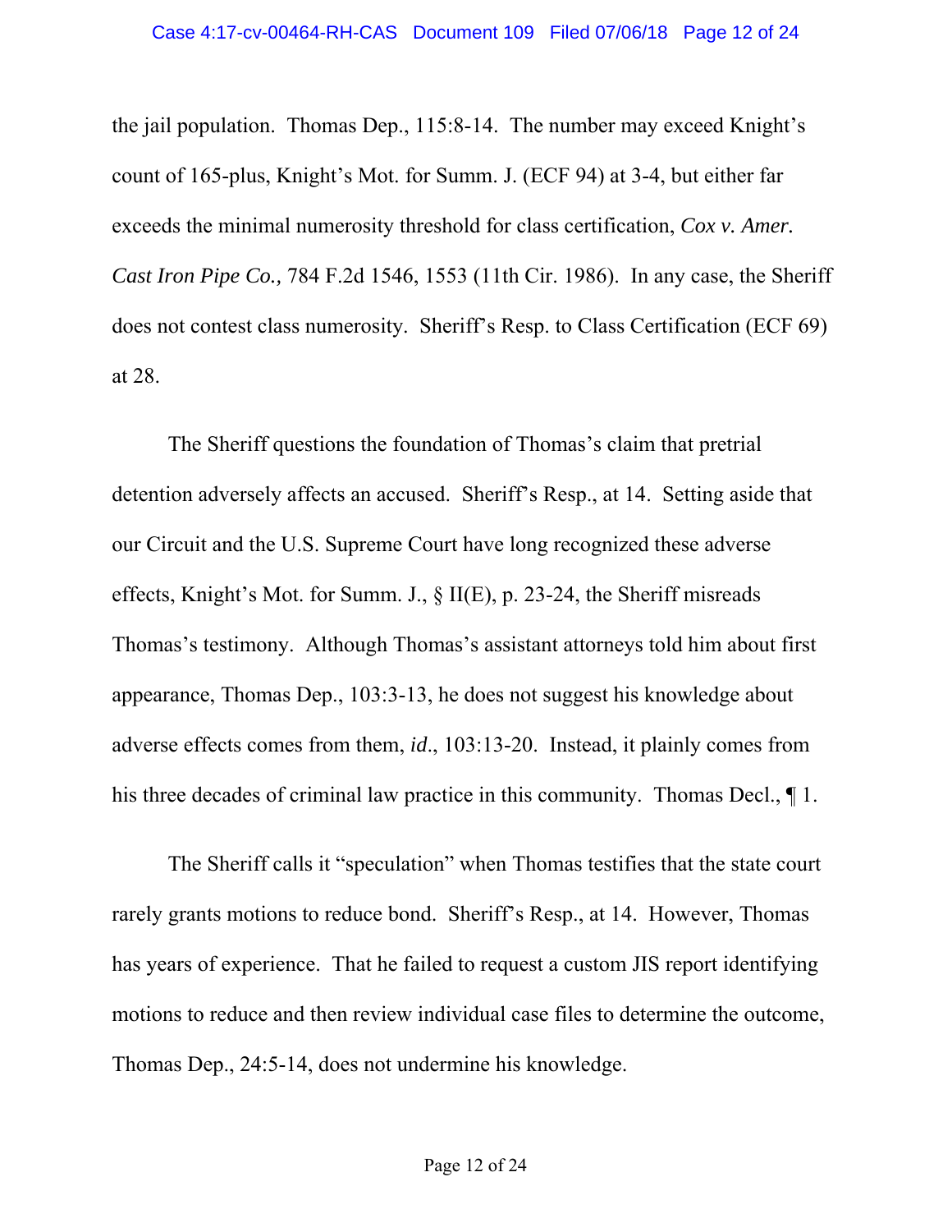the jail population. Thomas Dep., 115:8-14. The number may exceed Knight's count of 165-plus, Knight's Mot. for Summ. J. (ECF 94) at 3-4, but either far exceeds the minimal numerosity threshold for class certification, *Cox v. Amer. Cast Iron Pipe Co.,* 784 F.2d 1546, 1553 (11th Cir. 1986). In any case, the Sheriff does not contest class numerosity. Sheriff's Resp. to Class Certification (ECF 69) at 28.

The Sheriff questions the foundation of Thomas's claim that pretrial detention adversely affects an accused. Sheriff's Resp., at 14. Setting aside that our Circuit and the U.S. Supreme Court have long recognized these adverse effects, Knight's Mot. for Summ. J., § II(E), p. 23-24, the Sheriff misreads Thomas's testimony. Although Thomas's assistant attorneys told him about first appearance, Thomas Dep., 103:3-13, he does not suggest his knowledge about adverse effects comes from them, *id*., 103:13-20. Instead, it plainly comes from his three decades of criminal law practice in this community. Thomas Decl., ¶ 1.

The Sheriff calls it "speculation" when Thomas testifies that the state court rarely grants motions to reduce bond. Sheriff's Resp., at 14. However, Thomas has years of experience. That he failed to request a custom JIS report identifying motions to reduce and then review individual case files to determine the outcome, Thomas Dep., 24:5-14, does not undermine his knowledge.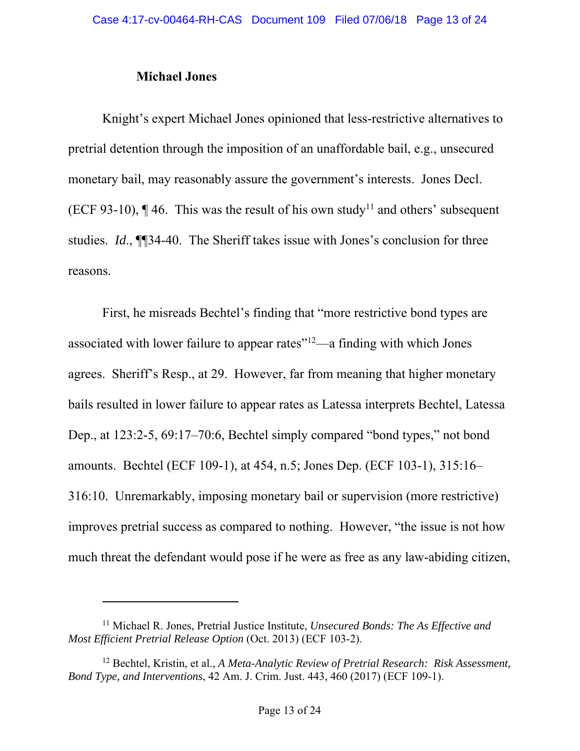**Michael Jones**

Knight's expert Michael Jones opinioned that less-restrictive alternatives to pretrial detention through the imposition of an unaffordable bail, e.g., unsecured monetary bail, may reasonably assure the government's interests. Jones Decl. (ECF 93-10), ¶ 46. This was the result of his own study[11] and others' subsequent studies. *Id.*, ¶¶34-40. The Sheriff takes issue with Jones's conclusion for three reasons.

First, he misreads Bechtel's finding that "more restrictive bond types are associated with lower failure to appear rates"[12]—a finding with which Jones agrees. Sheriff's Resp., at 29. However, far from meaning that higher monetary bails resulted in lower failure to appear rates as Latessa interprets Bechtel, Latessa Dep., at 123:2-5, 69:17–70:6, Bechtel simply compared "bond types," not bond amounts. Bechtel (ECF 109-1), at 454, n.5; Jones Dep. (ECF 103-1), 315:16–316:10. Unremarkably, imposing monetary bail or supervision (more restrictive) improves pretrial success as compared to nothing. However, "the issue is not how much threat the defendant would pose if he were as free as any law-abiding citizen,

---

[11] Michael R. Jones, Pretrial Justice Institute, *Unsecured Bonds: The As Effective and Most Efficient Pretrial Release Option* (Oct. 2013) (ECF 103-2).

[12] Bechtel, Kristin, et al., *A Meta-Analytic Review of Pretrial Research: Risk Assessment, Bond Type, and Interventions*, 42 Am. J. Crim. Just. 443, 460 (2017) (ECF 109-1).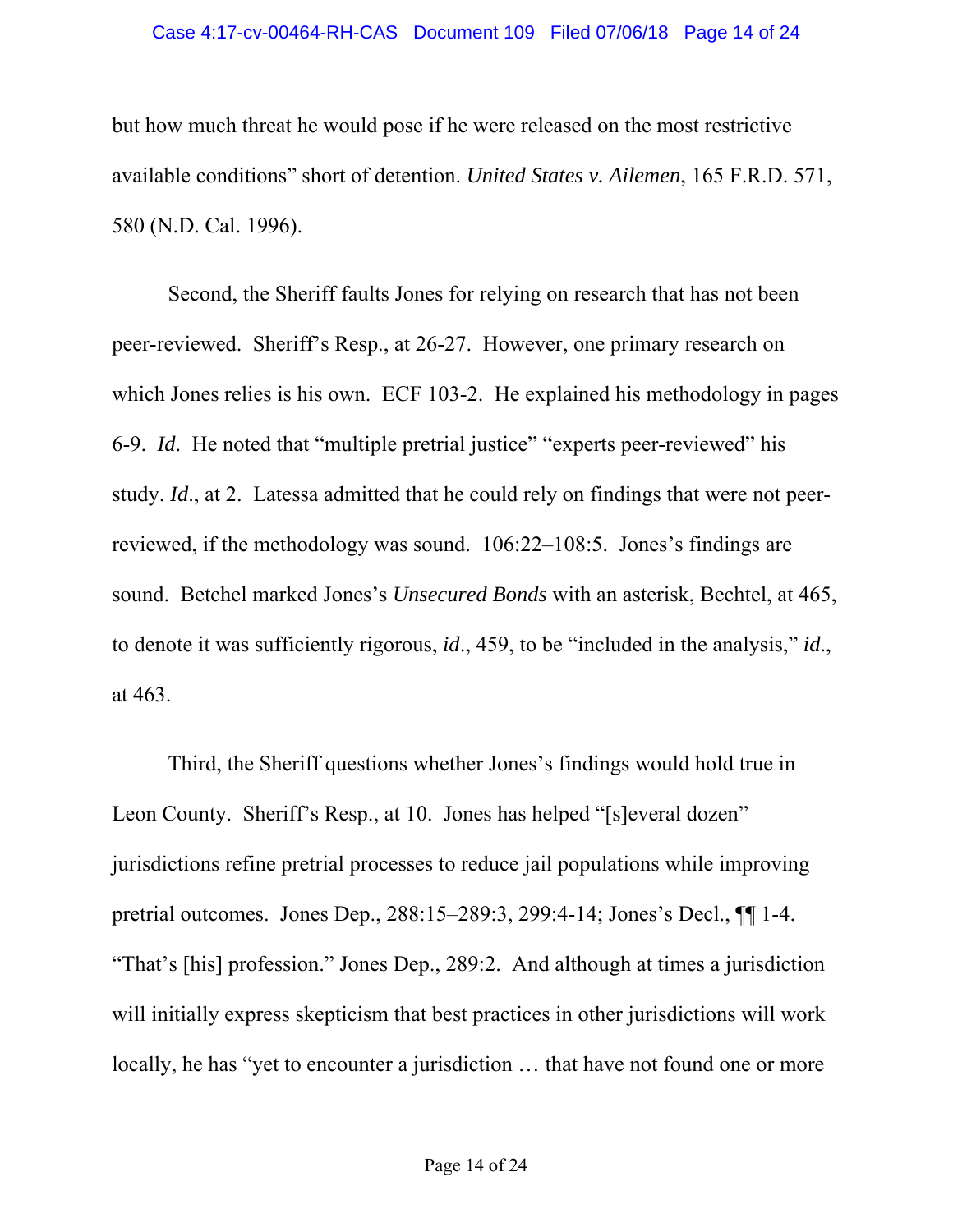but how much threat he would pose if he were released on the most restrictive available conditions" short of detention. *United States v. Ailemen*, 165 F.R.D. 571, 580 (N.D. Cal. 1996).

Second, the Sheriff faults Jones for relying on research that has not been peer-reviewed. Sheriff's Resp., at 26-27. However, one primary research on which Jones relies is his own. ECF 103-2. He explained his methodology in pages 6-9. *Id*. He noted that "multiple pretrial justice" "experts peer-reviewed" his study. *Id*., at 2. Latessa admitted that he could rely on findings that were not peer-reviewed, if the methodology was sound. 106:22–108:5. Jones's findings are sound. Betchel marked Jones's *Unsecured Bonds* with an asterisk, Bechtel, at 465, to denote it was sufficiently rigorous, *id*., 459, to be "included in the analysis," *id*., at 463.

Third, the Sheriff questions whether Jones's findings would hold true in Leon County. Sheriff's Resp., at 10. Jones has helped "[s]everal dozen" jurisdictions refine pretrial processes to reduce jail populations while improving pretrial outcomes. Jones Dep., 288:15–289:3, 299:4-14; Jones's Decl., ¶¶ 1-4. "That's [his] profession." Jones Dep., 289:2. And although at times a jurisdiction will initially express skepticism that best practices in other jurisdictions will work locally, he has "yet to encounter a jurisdiction … that have not found one or more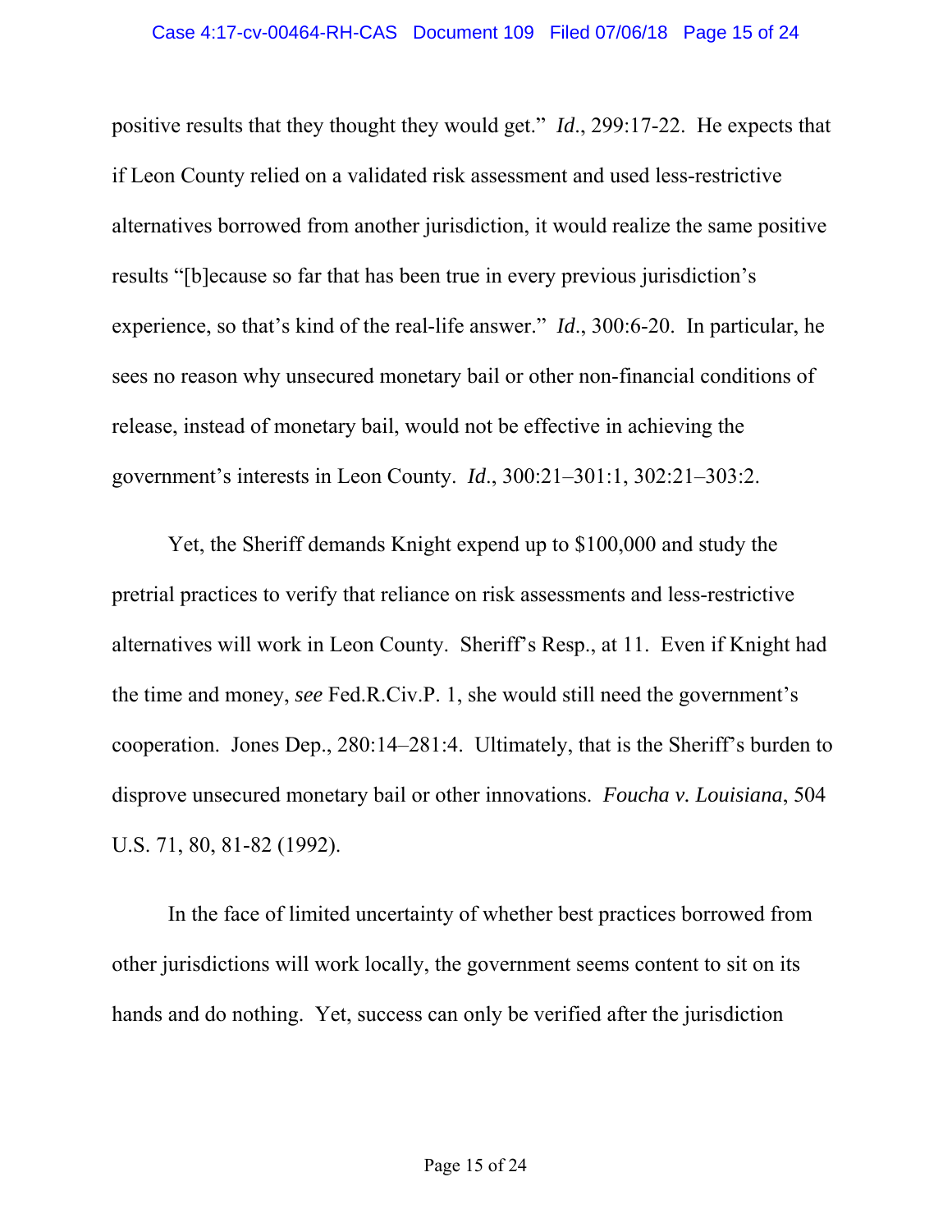positive results that they thought they would get." *Id.*, 299:17-22. He expects that if Leon County relied on a validated risk assessment and used less-restrictive alternatives borrowed from another jurisdiction, it would realize the same positive results "[b]ecause so far that has been true in every previous jurisdiction's experience, so that's kind of the real-life answer." *Id.*, 300:6-20. In particular, he sees no reason why unsecured monetary bail or other non-financial conditions of release, instead of monetary bail, would not be effective in achieving the government's interests in Leon County. *Id.*, 300:21–301:1, 302:21–303:2.

Yet, the Sheriff demands Knight expend up to $100,000 and study the pretrial practices to verify that reliance on risk assessments and less-restrictive alternatives will work in Leon County. Sheriff's Resp., at 11. Even if Knight had the time and money, *see* Fed.R.Civ.P. 1, she would still need the government's cooperation. Jones Dep., 280:14–281:4. Ultimately, that is the Sheriff's burden to disprove unsecured monetary bail or other innovations. *Foucha v. Louisiana*, 504 U.S. 71, 80, 81-82 (1992).

In the face of limited uncertainty of whether best practices borrowed from other jurisdictions will work locally, the government seems content to sit on its hands and do nothing. Yet, success can only be verified after the jurisdiction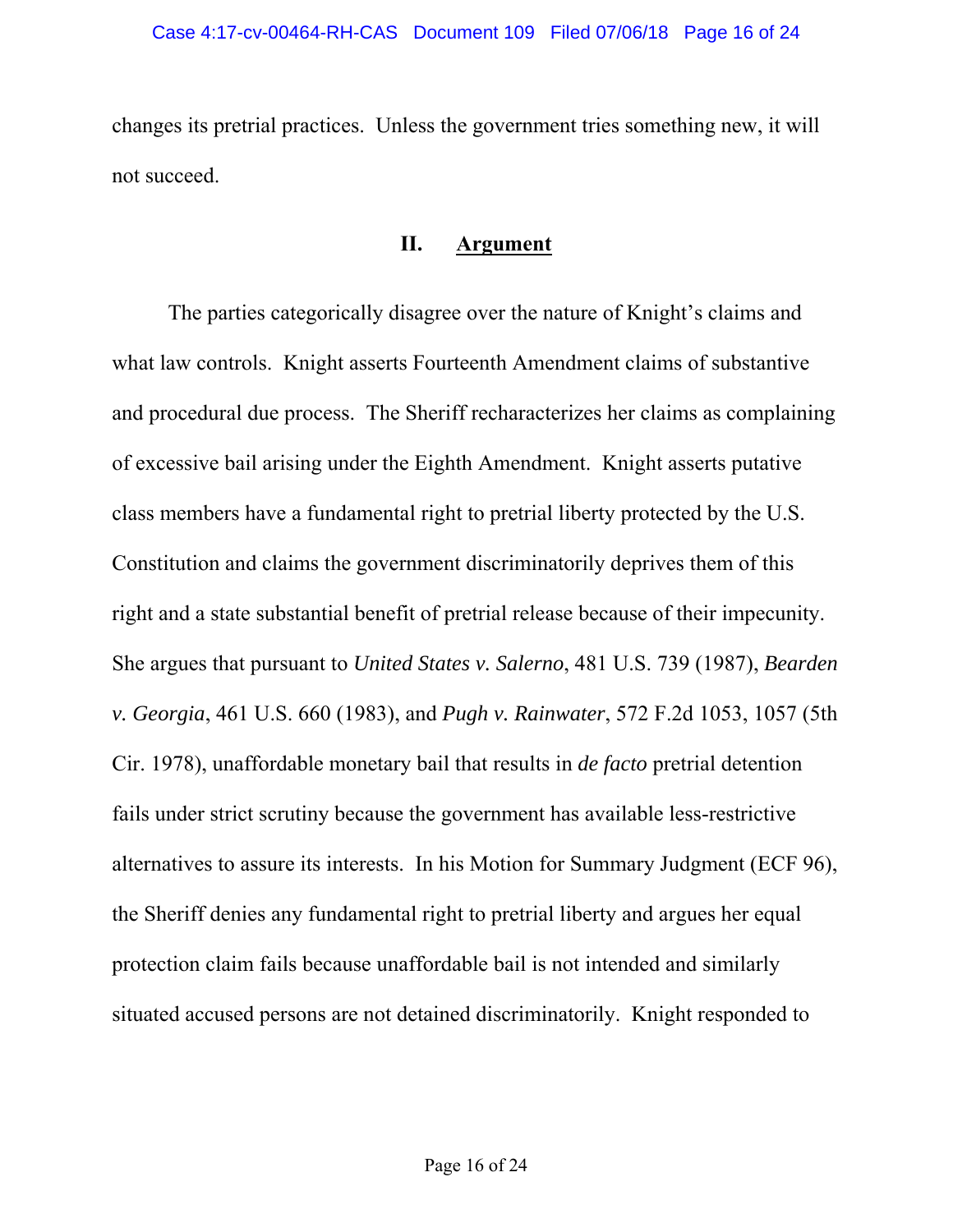changes its pretrial practices. Unless the government tries something new, it will not succeed.

## II. Argument

The parties categorically disagree over the nature of Knight's claims and what law controls. Knight asserts Fourteenth Amendment claims of substantive and procedural due process. The Sheriff recharacterizes her claims as complaining of excessive bail arising under the Eighth Amendment. Knight asserts putative class members have a fundamental right to pretrial liberty protected by the U.S. Constitution and claims the government discriminatorily deprives them of this right and a state substantial benefit of pretrial release because of their impecunity. She argues that pursuant to *United States v. Salerno*, 481 U.S. 739 (1987), *Bearden v. Georgia*, 461 U.S. 660 (1983), and *Pugh v. Rainwater*, 572 F.2d 1053, 1057 (5th Cir. 1978), unaffordable monetary bail that results in *de facto* pretrial detention fails under strict scrutiny because the government has available less-restrictive alternatives to assure its interests. In his Motion for Summary Judgment (ECF 96), the Sheriff denies any fundamental right to pretrial liberty and argues her equal protection claim fails because unaffordable bail is not intended and similarly situated accused persons are not detained discriminatorily. Knight responded to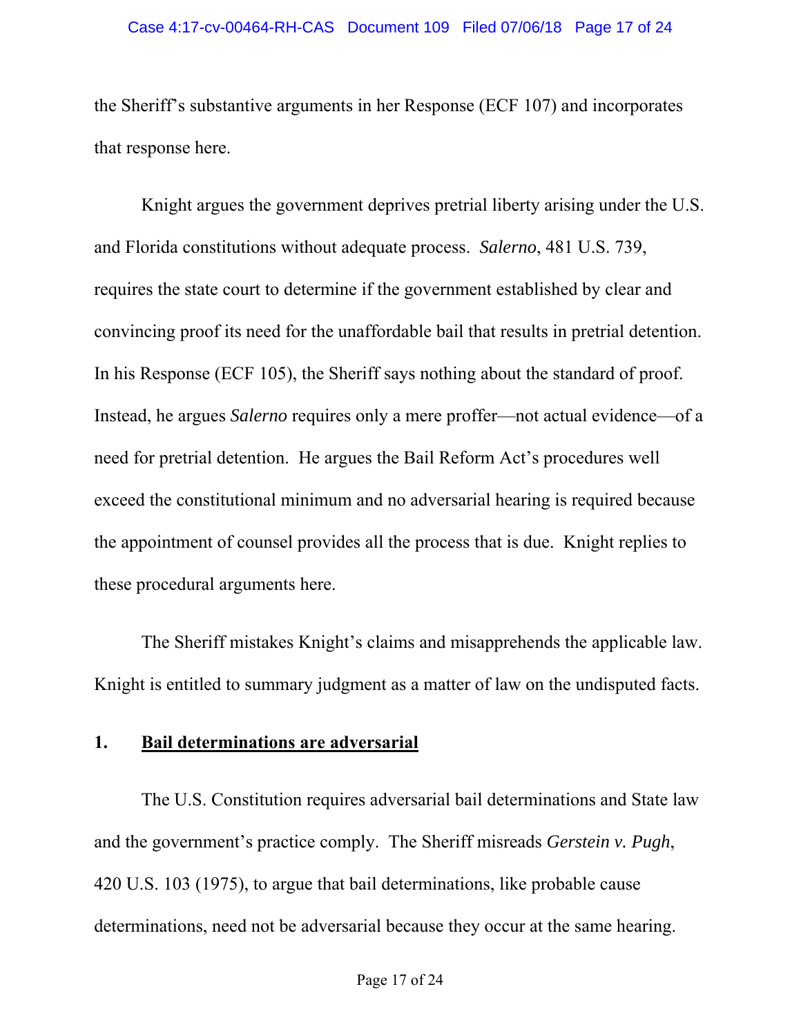the Sheriff's substantive arguments in her Response (ECF 107) and incorporates that response here.

Knight argues the government deprives pretrial liberty arising under the U.S. and Florida constitutions without adequate process. *Salerno*, 481 U.S. 739, requires the state court to determine if the government established by clear and convincing proof its need for the unaffordable bail that results in pretrial detention. In his Response (ECF 105), the Sheriff says nothing about the standard of proof. Instead, he argues *Salerno* requires only a mere proffer—not actual evidence—of a need for pretrial detention. He argues the Bail Reform Act's procedures well exceed the constitutional minimum and no adversarial hearing is required because the appointment of counsel provides all the process that is due. Knight replies to these procedural arguments here.

The Sheriff mistakes Knight's claims and misapprehends the applicable law. Knight is entitled to summary judgment as a matter of law on the undisputed facts.

### 1. <u>Bail determinations are adversarial</u>

The U.S. Constitution requires adversarial bail determinations and State law and the government's practice comply. The Sheriff misreads *Gerstein v. Pugh*, 420 U.S. 103 (1975), to argue that bail determinations, like probable cause determinations, need not be adversarial because they occur at the same hearing.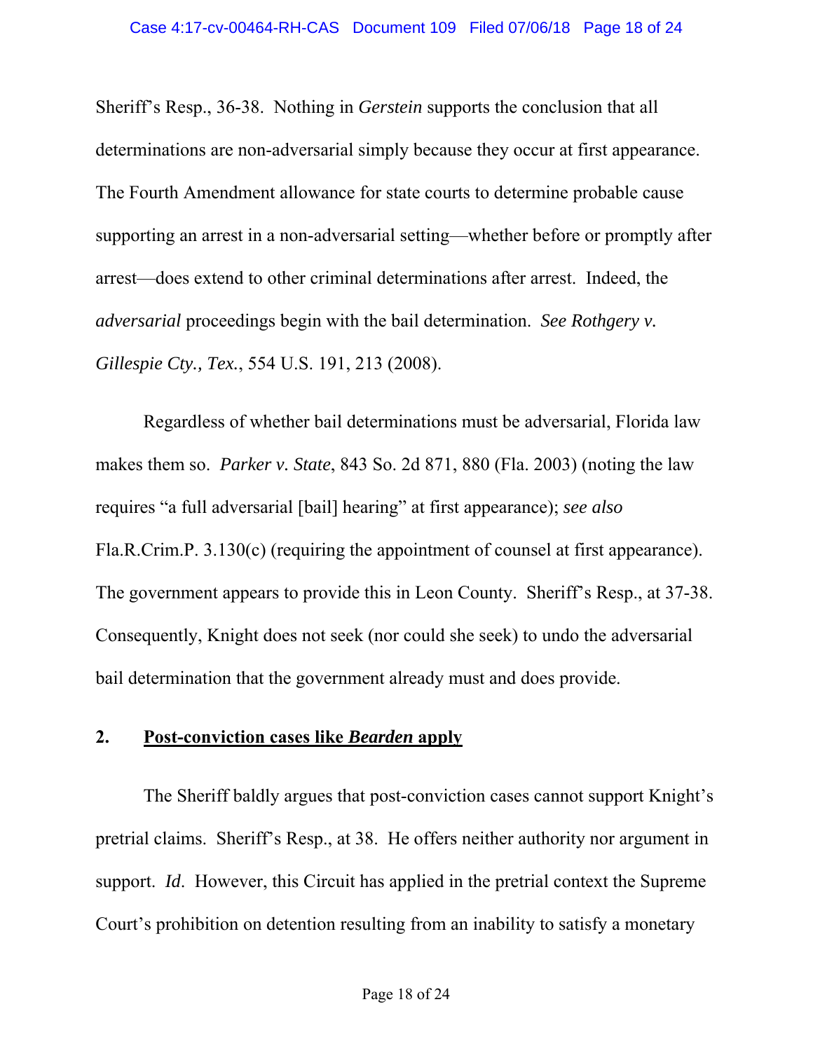Sheriff's Resp., 36-38. Nothing in *Gerstein* supports the conclusion that all determinations are non-adversarial simply because they occur at first appearance. The Fourth Amendment allowance for state courts to determine probable cause supporting an arrest in a non-adversarial setting—whether before or promptly after arrest—does extend to other criminal determinations after arrest. Indeed, the *adversarial* proceedings begin with the bail determination. *See Rothgery v. Gillespie Cty., Tex.*, 554 U.S. 191, 213 (2008).

Regardless of whether bail determinations must be adversarial, Florida law makes them so. *Parker v. State*, 843 So. 2d 871, 880 (Fla. 2003) (noting the law requires "a full adversarial [bail] hearing" at first appearance); *see also* Fla.R.Crim.P. 3.130(c) (requiring the appointment of counsel at first appearance). The government appears to provide this in Leon County. Sheriff's Resp., at 37-38. Consequently, Knight does not seek (nor could she seek) to undo the adversarial bail determination that the government already must and does provide.

### 2. <u>Post-conviction cases like *Bearden* apply</u>

The Sheriff baldly argues that post-conviction cases cannot support Knight's pretrial claims. Sheriff's Resp., at 38. He offers neither authority nor argument in support. *Id*. However, this Circuit has applied in the pretrial context the Supreme Court's prohibition on detention resulting from an inability to satisfy a monetary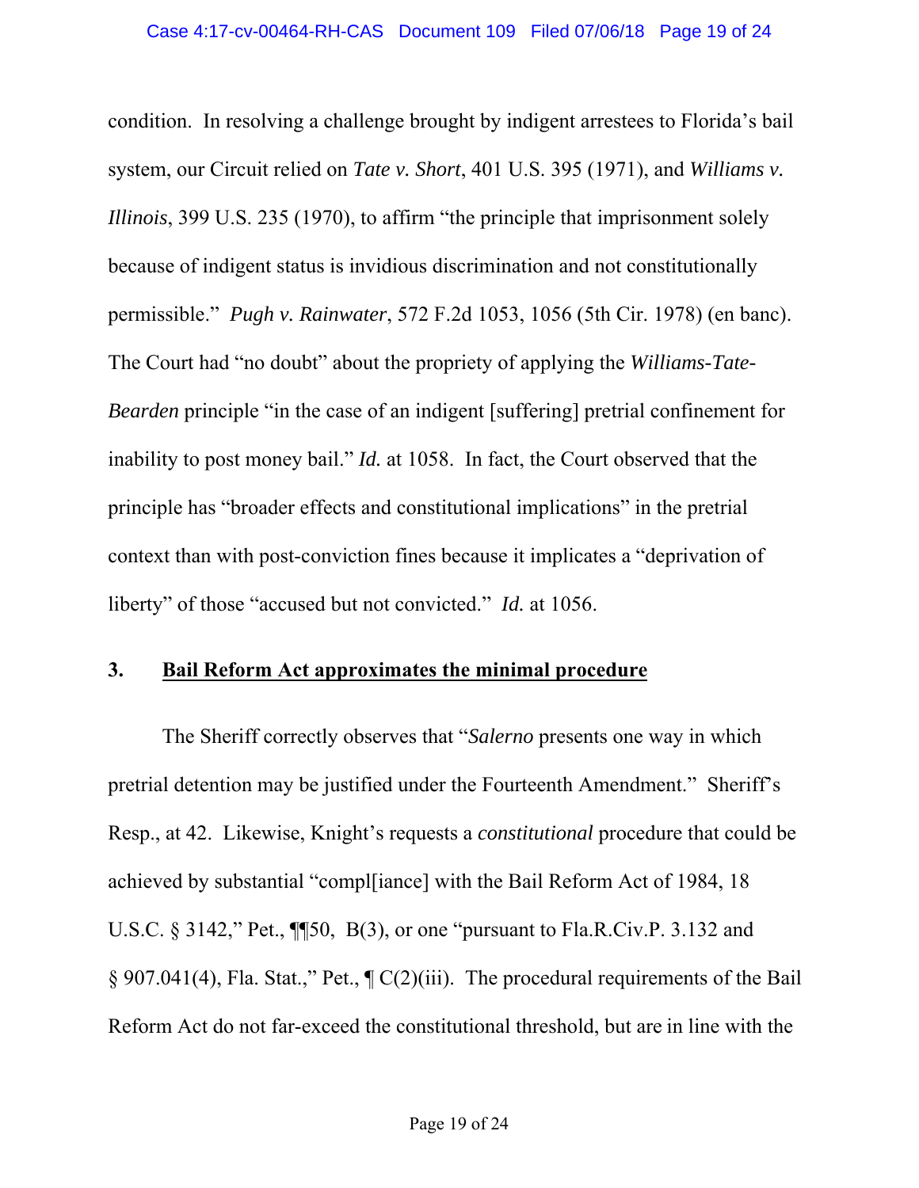condition. In resolving a challenge brought by indigent arrestees to Florida's bail system, our Circuit relied on *Tate v. Short*, 401 U.S. 395 (1971), and *Williams v. Illinois*, 399 U.S. 235 (1970), to affirm "the principle that imprisonment solely because of indigent status is invidious discrimination and not constitutionally permissible." *Pugh v. Rainwater*, 572 F.2d 1053, 1056 (5th Cir. 1978) (en banc). The Court had "no doubt" about the propriety of applying the *Williams-Tate-Bearden* principle "in the case of an indigent [suffering] pretrial confinement for inability to post money bail." *Id.* at 1058. In fact, the Court observed that the principle has "broader effects and constitutional implications" in the pretrial context than with post-conviction fines because it implicates a "deprivation of liberty" of those "accused but not convicted." *Id.* at 1056.

### 3. <u>Bail Reform Act approximates the minimal procedure</u>

The Sheriff correctly observes that "*Salerno* presents one way in which pretrial detention may be justified under the Fourteenth Amendment." Sheriff's Resp., at 42. Likewise, Knight's requests a *constitutional* procedure that could be achieved by substantial "compl[iance] with the Bail Reform Act of 1984, 18 U.S.C. § 3142," Pet., ¶¶50, B(3), or one "pursuant to Fla.R.Civ.P. 3.132 and § 907.041(4), Fla. Stat.," Pet., ¶ C(2)(iii). The procedural requirements of the Bail Reform Act do not far-exceed the constitutional threshold, but are in line with the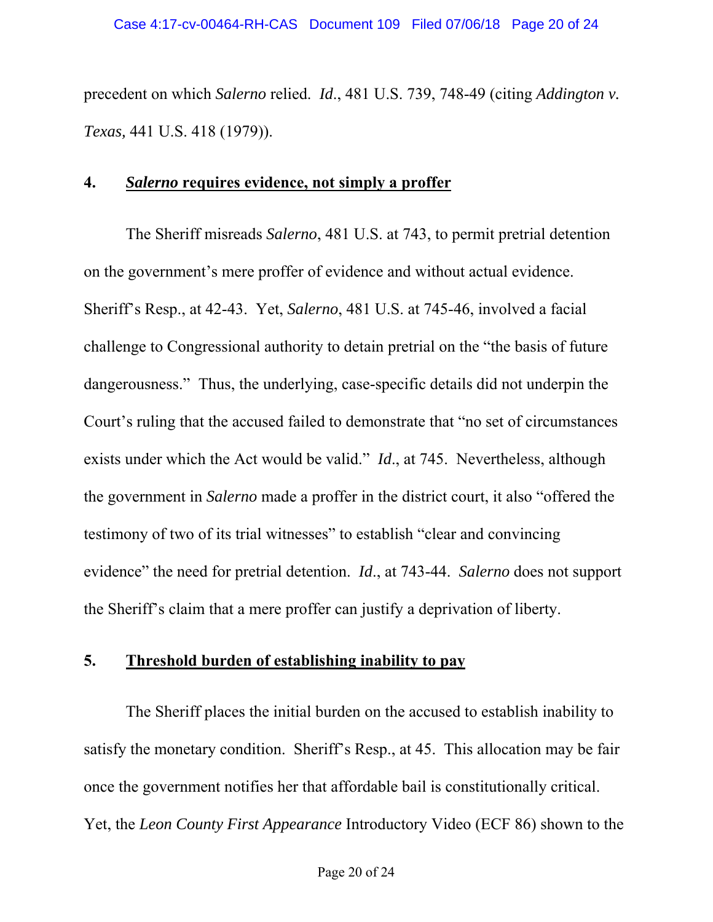precedent on which *Salerno* relied. *Id*., 481 U.S. 739, 748-49 (citing *Addington v. Texas,* 441 U.S. 418 (1979)).

### 4. ***Salerno* requires evidence, not simply a proffer**

The Sheriff misreads *Salerno*, 481 U.S. at 743, to permit pretrial detention on the government's mere proffer of evidence and without actual evidence. Sheriff's Resp., at 42-43. Yet, *Salerno*, 481 U.S. at 745-46, involved a facial challenge to Congressional authority to detain pretrial on the "the basis of future dangerousness." Thus, the underlying, case-specific details did not underpin the Court's ruling that the accused failed to demonstrate that "no set of circumstances exists under which the Act would be valid." *Id*., at 745. Nevertheless, although the government in *Salerno* made a proffer in the district court, it also "offered the testimony of two of its trial witnesses" to establish "clear and convincing evidence" the need for pretrial detention. *Id*., at 743-44. *Salerno* does not support the Sheriff's claim that a mere proffer can justify a deprivation of liberty.

### 5. **Threshold burden of establishing inability to pay**

The Sheriff places the initial burden on the accused to establish inability to satisfy the monetary condition. Sheriff's Resp., at 45. This allocation may be fair once the government notifies her that affordable bail is constitutionally critical. Yet, the *Leon County First Appearance* Introductory Video (ECF 86) shown to the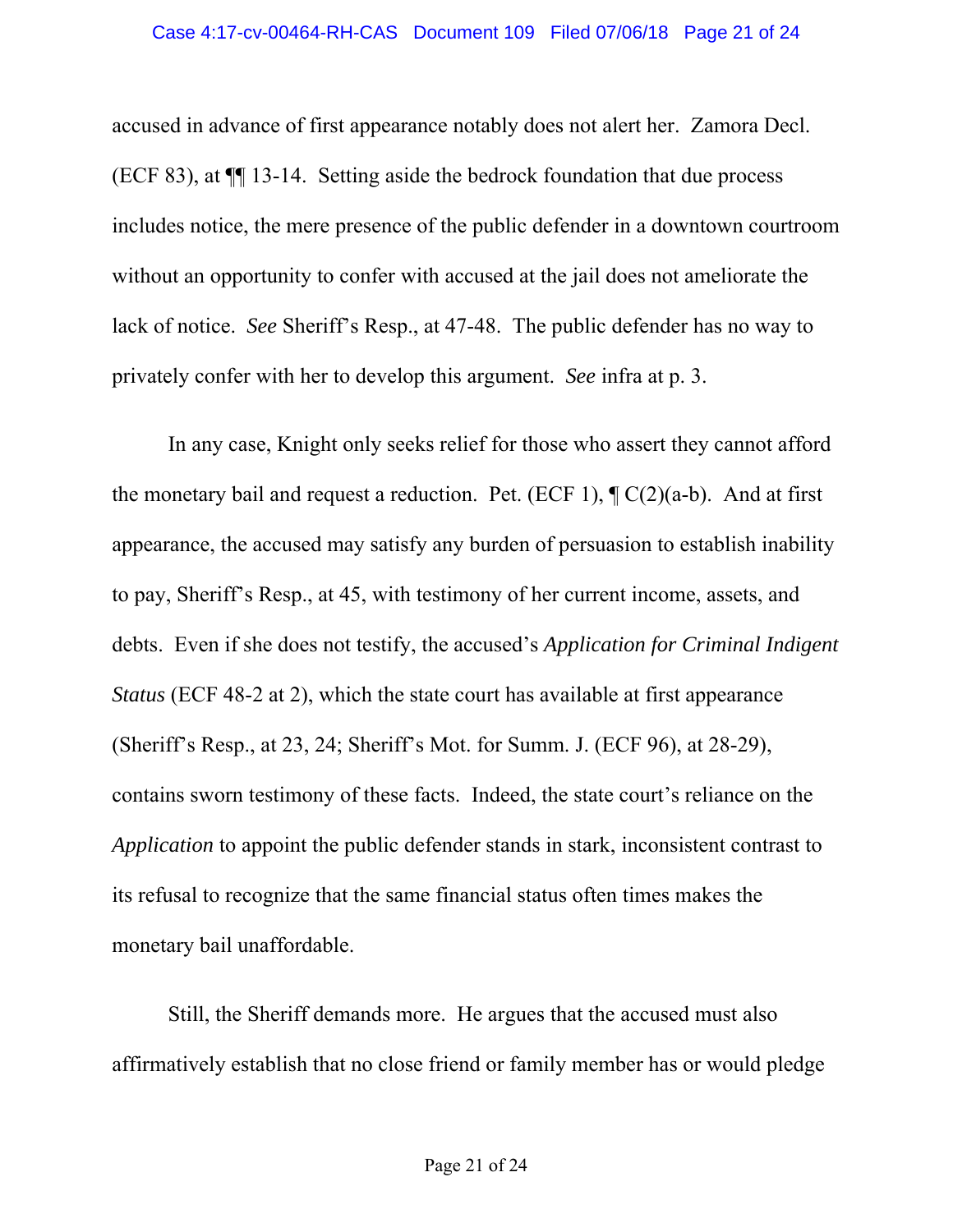accused in advance of first appearance notably does not alert her. Zamora Decl. (ECF 83), at ¶¶ 13-14. Setting aside the bedrock foundation that due process includes notice, the mere presence of the public defender in a downtown courtroom without an opportunity to confer with accused at the jail does not ameliorate the lack of notice. *See* Sheriff's Resp., at 47-48. The public defender has no way to privately confer with her to develop this argument. *See* infra at p. 3.

In any case, Knight only seeks relief for those who assert they cannot afford the monetary bail and request a reduction. Pet. (ECF 1), ¶ C(2)(a-b). And at first appearance, the accused may satisfy any burden of persuasion to establish inability to pay, Sheriff's Resp., at 45, with testimony of her current income, assets, and debts. Even if she does not testify, the accused's *Application for Criminal Indigent Status* (ECF 48-2 at 2), which the state court has available at first appearance (Sheriff's Resp., at 23, 24; Sheriff's Mot. for Summ. J. (ECF 96), at 28-29), contains sworn testimony of these facts. Indeed, the state court's reliance on the *Application* to appoint the public defender stands in stark, inconsistent contrast to its refusal to recognize that the same financial status often times makes the monetary bail unaffordable.

Still, the Sheriff demands more. He argues that the accused must also affirmatively establish that no close friend or family member has or would pledge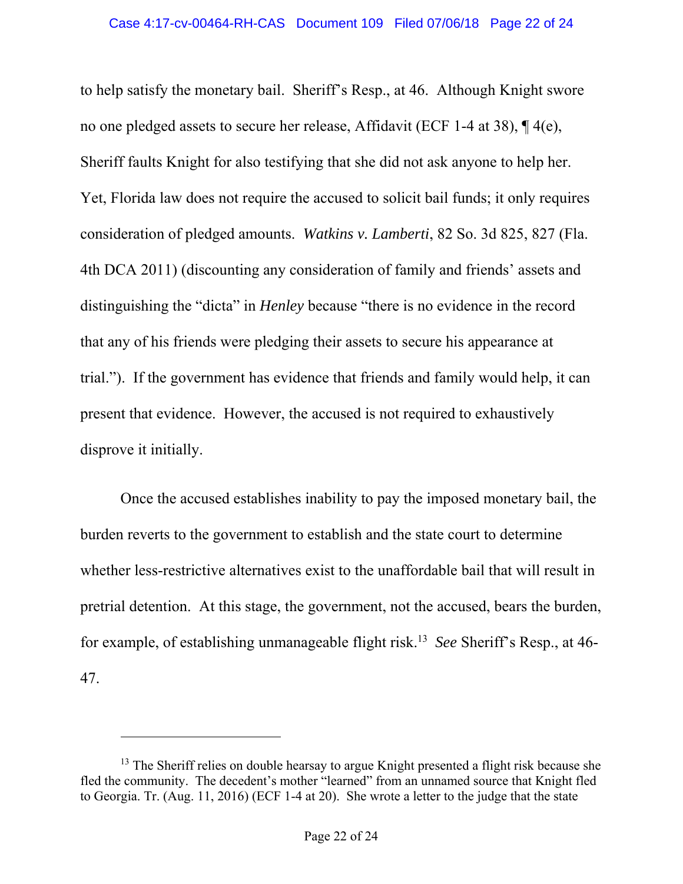to help satisfy the monetary bail. Sheriff's Resp., at 46. Although Knight swore no one pledged assets to secure her release, Affidavit (ECF 1-4 at 38), ¶ 4(e), Sheriff faults Knight for also testifying that she did not ask anyone to help her. Yet, Florida law does not require the accused to solicit bail funds; it only requires consideration of pledged amounts. *Watkins v. Lamberti*, 82 So. 3d 825, 827 (Fla. 4th DCA 2011) (discounting any consideration of family and friends' assets and distinguishing the "dicta" in *Henley* because "there is no evidence in the record that any of his friends were pledging their assets to secure his appearance at trial."). If the government has evidence that friends and family would help, it can present that evidence. However, the accused is not required to exhaustively disprove it initially.

Once the accused establishes inability to pay the imposed monetary bail, the burden reverts to the government to establish and the state court to determine whether less-restrictive alternatives exist to the unaffordable bail that will result in pretrial detention. At this stage, the government, not the accused, bears the burden, for example, of establishing unmanageable flight risk.[13] *See* Sheriff's Resp., at 46-47.

---

[13] The Sheriff relies on double hearsay to argue Knight presented a flight risk because she fled the community. The decedent's mother "learned" from an unnamed source that Knight fled to Georgia. Tr. (Aug. 11, 2016) (ECF 1-4 at 20). She wrote a letter to the judge that the state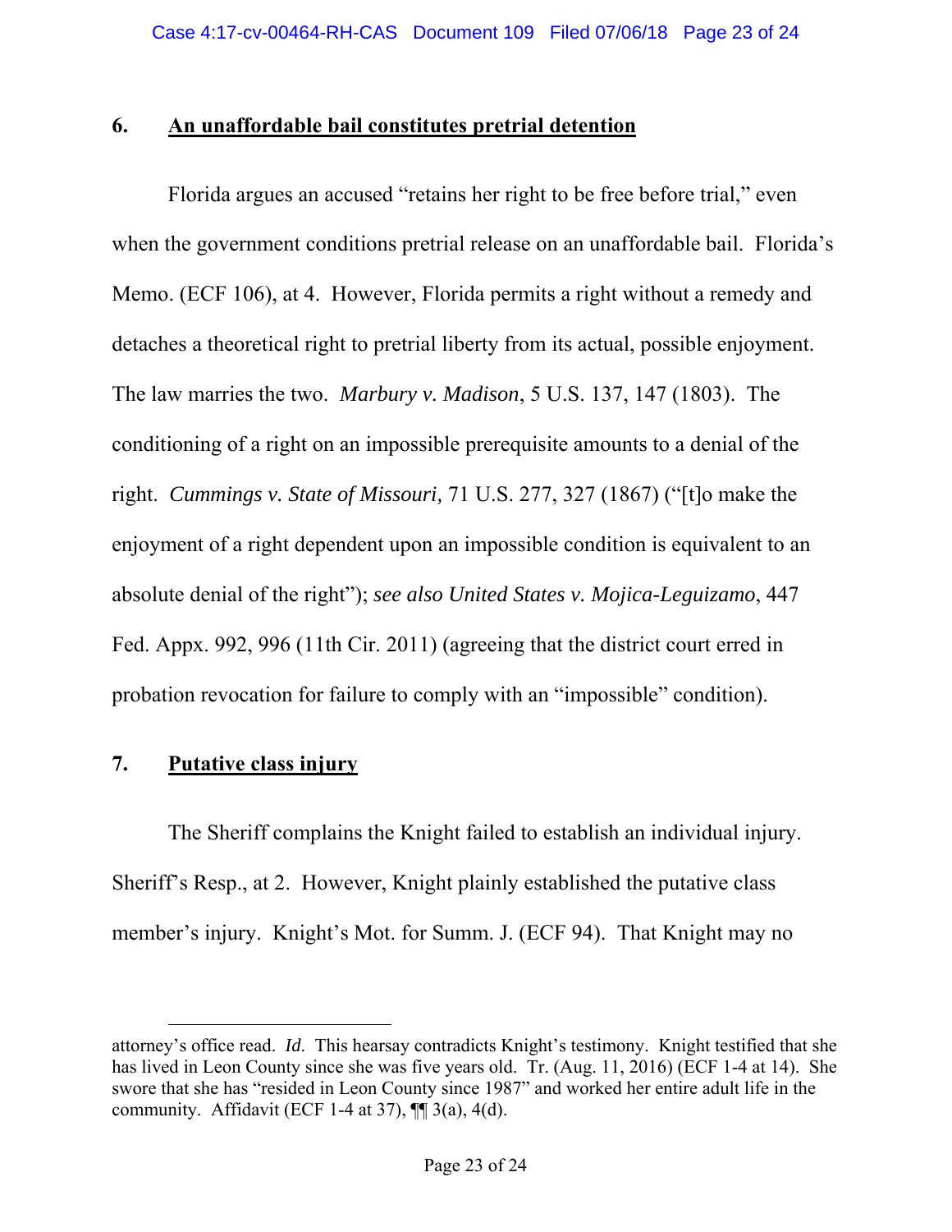## 6. An unaffordable bail constitutes pretrial detention

Florida argues an accused "retains her right to be free before trial," even when the government conditions pretrial release on an unaffordable bail. Florida's Memo. (ECF 106), at 4. However, Florida permits a right without a remedy and detaches a theoretical right to pretrial liberty from its actual, possible enjoyment. The law marries the two. *Marbury v. Madison*, 5 U.S. 137, 147 (1803). The conditioning of a right on an impossible prerequisite amounts to a denial of the right. *Cummings v. State of Missouri,* 71 U.S. 277, 327 (1867) ("[t]o make the enjoyment of a right dependent upon an impossible condition is equivalent to an absolute denial of the right"); *see also United States v. Mojica-Leguizamo*, 447 Fed. Appx. 992, 996 (11th Cir. 2011) (agreeing that the district court erred in probation revocation for failure to comply with an "impossible" condition).

## 7. Putative class injury

The Sheriff complains the Knight failed to establish an individual injury. Sheriff's Resp., at 2. However, Knight plainly established the putative class member's injury. Knight's Mot. for Summ. J. (ECF 94). That Knight may no

---

attorney's office read. *Id*. This hearsay contradicts Knight's testimony. Knight testified that she has lived in Leon County since she was five years old. Tr. (Aug. 11, 2016) (ECF 1-4 at 14). She swore that she has "resided in Leon County since 1987" and worked her entire adult life in the community. Affidavit (ECF 1-4 at 37), ¶¶ 3(a), 4(d).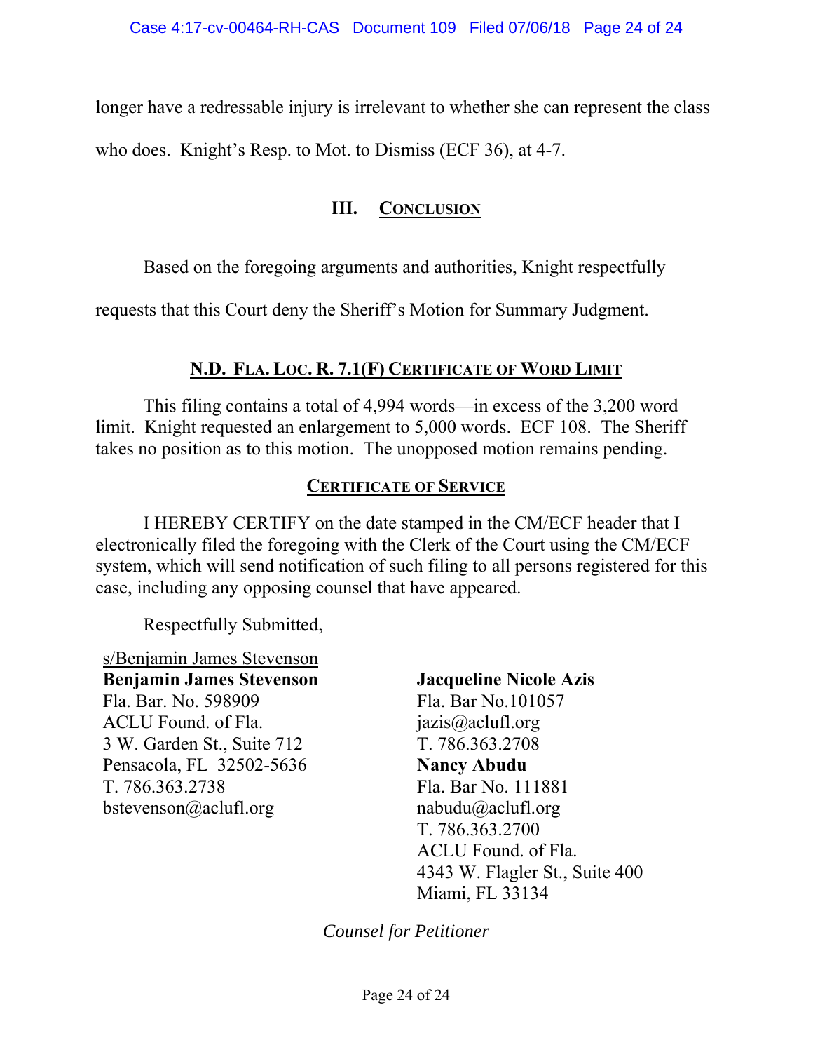longer have a redressable injury is irrelevant to whether she can represent the class who does. Knight's Resp. to Mot. to Dismiss (ECF 36), at 4-7.

## III. Conclusion

Based on the foregoing arguments and authorities, Knight respectfully requests that this Court deny the Sheriff's Motion for Summary Judgment.

## N.D. Fla. Loc. R. 7.1(F) Certificate of Word Limit

This filing contains a total of 4,994 words—in excess of the 3,200 word limit. Knight requested an enlargement to 5,000 words. ECF 108. The Sheriff takes no position as to this motion. The unopposed motion remains pending.

## Certificate of Service

I HEREBY CERTIFY on the date stamped in the CM/ECF header that I electronically filed the foregoing with the Clerk of the Court using the CM/ECF system, which will send notification of such filing to all persons registered for this case, including any opposing counsel that have appeared.

Respectfully Submitted,

s/Benjamin James Stevenson
**Benjamin James Stevenson**
Fla. Bar. No. 598909
ACLU Found. of Fla.
3 W. Garden St., Suite 712
Pensacola, FL 32502-5636
T. 786.363.2738
bstevenson@aclufl.org

**Jacqueline Nicole Azis**
Fla. Bar No.101057
jazis@aclufl.org
T. 786.363.2708
**Nancy Abudu**
Fla. Bar No. 111881
nabudu@aclufl.org
T. 786.363.2700
ACLU Found. of Fla.
4343 W. Flagler St., Suite 400
Miami, FL 33134

*Counsel for Petitioner*